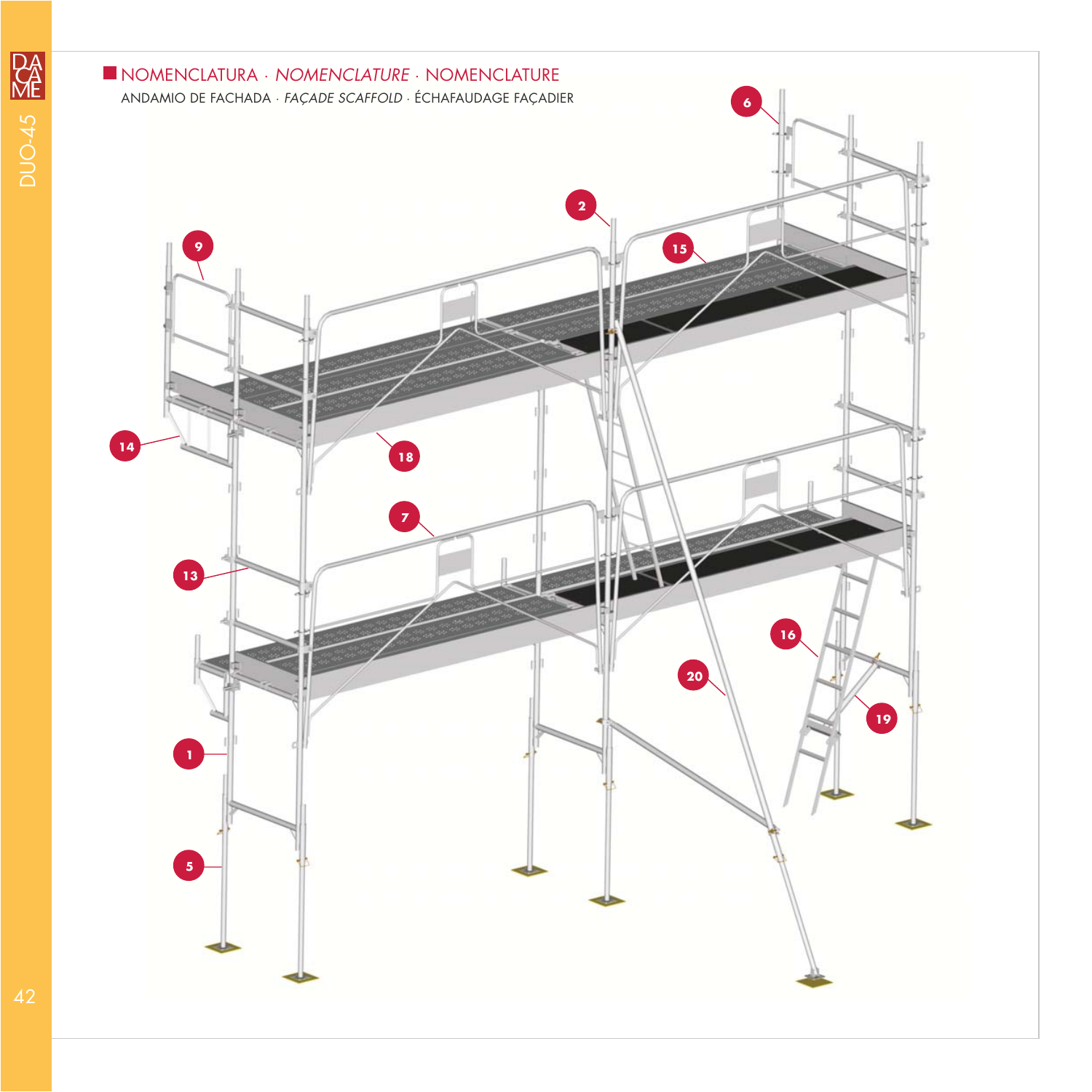## NOMENCLATURA · *NOMENCLATURE* · NOMENCLATURE

ANDAMIO DE FACHADA · *FAÇADE SCAFFOLD* · ÉCHAFAUDAGE FAÇADIER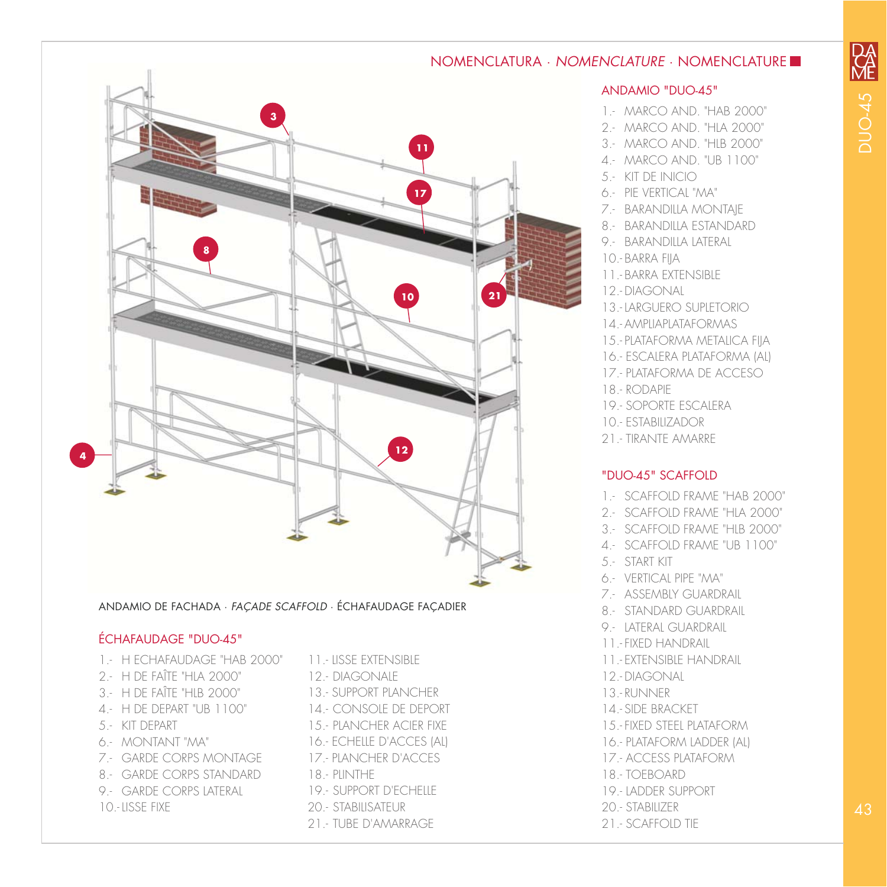## NOMENCLATURA · *NOMENCLATURE* · NOMENCLATURE

### ANDAMIO "DUO-45"

1.- MARCO AND. "HAB 2000"
2.- MARCO AND. "HLA 2000"
3.- MARCO AND. "HLB 2000"
4.- MARCO AND. "UB 1100"
5.- KIT DE INICIO
6.- PIE VERTICAL "MA"
7.- BARANDILLA MONTAJE
8.- BARANDILLA ESTANDARD
9.- BARANDILLA LATERAL
10.- BARRA FIJA
11.- BARRA EXTENSIBLE
12.- DIAGONAL
13.- LARGUERO SUPLETORIO
14.- AMPLIAPLATAFORMAS
15.- PLATAFORMA METALICA FIJA
16.- ESCALERA PLATAFORMA (AL)
17.- PLATAFORMA DE ACCESO
18.- RODAPIE
19.- SOPORTE ESCALERA
10.- ESTABILIZADOR
21.- TIRANTE AMARRE

### "DUO-45" SCAFFOLD

1.- SCAFFOLD FRAME "HAB 2000"
2.- SCAFFOLD FRAME "HLA 2000"
3.- SCAFFOLD FRAME "HLB 2000"
4.- SCAFFOLD FRAME "UB 1100"
5.- START KIT
6.- VERTICAL PIPE "MA"
7.- ASSEMBLY GUARDRAIL
8.- STANDARD GUARDRAIL
9.- LATERAL GUARDRAIL
11.- FIXED HANDRAIL
11.- EXTENSIBLE HANDRAIL
12.- DIAGONAL
13.- RUNNER
14.- SIDE BRACKET
15.- FIXED STEEL PLATAFORM
16.- PLATAFORM LADDER (AL)
17.- ACCESS PLATAFORM
18.- TOEBOARD
19.- LADDER SUPPORT
20.- STABILIZER
21.- SCAFFOLD TIE

3
11
17
8
10
21
4
12

ANDAMIO DE FACHADA · *FAÇADE SCAFFOLD* · ÉCHAFAUDAGE FAÇADIER

### ÉCHAFAUDAGE "DUO-45"

1.- H ECHAFAUDAGE "HAB 2000"
2.- H DE FAÎTE "HLA 2000"
3.- H DE FAÎTE "HLB 2000"
4.- H DE DEPART "UB 1100"
5.- KIT DEPART
6.- MONTANT "MA"
7.- GARDE CORPS MONTAGE
8.- GARDE CORPS STANDARD
9.- GARDE CORPS LATERAL
10.- LISSE FIXE
11.- LISSE EXTENSIBLE
12.- DIAGONALE
13.- SUPPORT PLANCHER
14.- CONSOLE DE DEPORT
15.- PLANCHER ACIER FIXE
16.- ECHELLE D'ACCES (AL)
17.- PLANCHER D'ACCES
18.- PLINTHE
19.- SUPPORT D'ECHELLE
20.- STABILISATEUR
21.- TUBE D'AMARRAGE